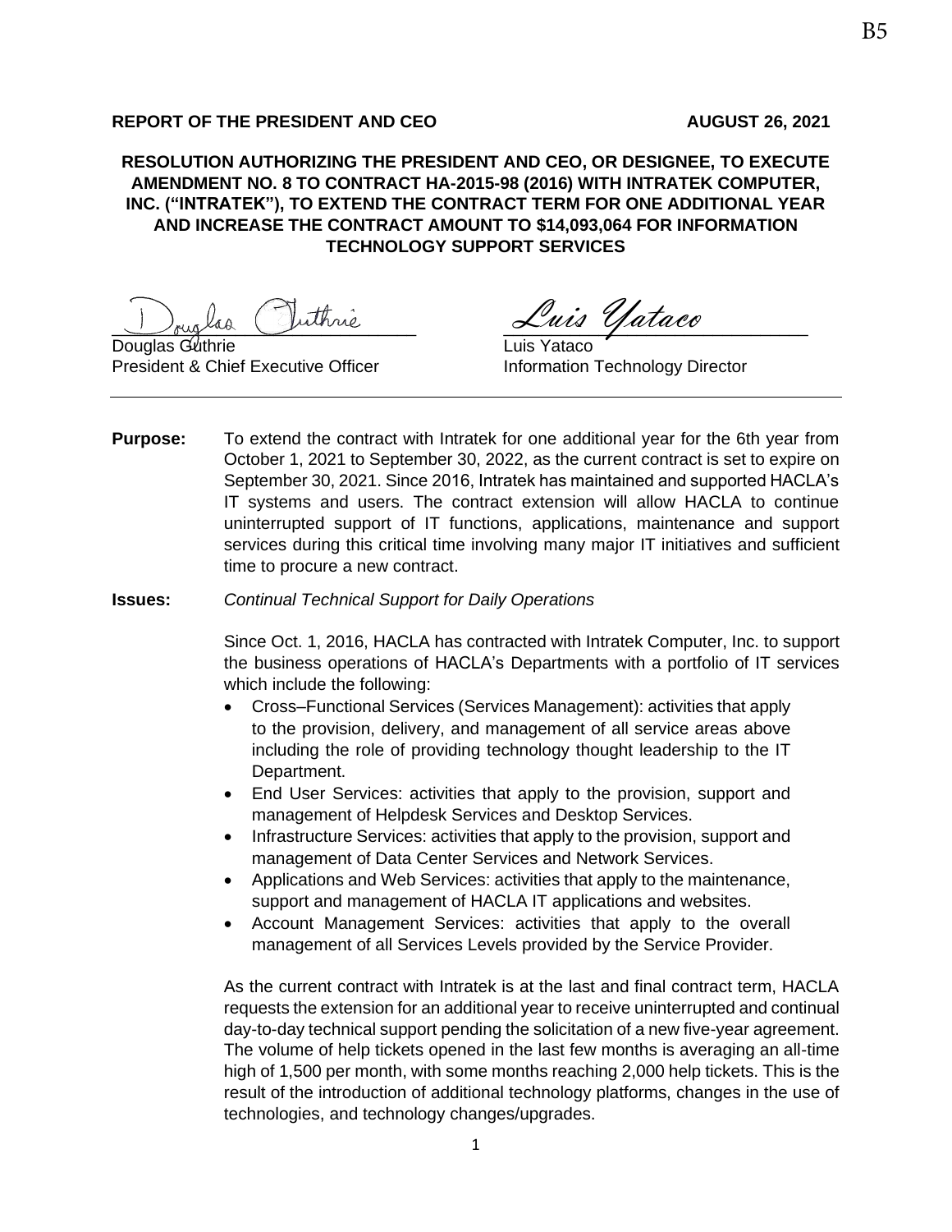**REPORT OF THE PRESIDENT AND CEO** **AUGUST 26, 2021**

**RESOLUTION AUTHORIZING THE PRESIDENT AND CEO, OR DESIGNEE, TO EXECUTE AMENDMENT NO. 8 TO CONTRACT HA-2015-98 (2016) WITH INTRATEK COMPUTER, INC. ("INTRATEK"), TO EXTEND THE CONTRACT TERM FOR ONE ADDITIONAL YEAR AND INCREASE THE CONTRACT AMOUNT TO $14,093,064 FOR INFORMATION TECHNOLOGY SUPPORT SERVICES**

Douglas Guthrie
President & Chief Executive Officer

Luis Yataco
Information Technology Director

---

**Purpose:** To extend the contract with Intratek for one additional year for the 6th year from October 1, 2021 to September 30, 2022, as the current contract is set to expire on September 30, 2021. Since 2016, Intratek has maintained and supported HACLA's IT systems and users. The contract extension will allow HACLA to continue uninterrupted support of IT functions, applications, maintenance and support services during this critical time involving many major IT initiatives and sufficient time to procure a new contract.

**Issues:** *Continual Technical Support for Daily Operations*

Since Oct. 1, 2016, HACLA has contracted with Intratek Computer, Inc. to support the business operations of HACLA's Departments with a portfolio of IT services which include the following:

- Cross–Functional Services (Services Management): activities that apply to the provision, delivery, and management of all service areas above including the role of providing technology thought leadership to the IT Department.
- End User Services: activities that apply to the provision, support and management of Helpdesk Services and Desktop Services.
- Infrastructure Services: activities that apply to the provision, support and management of Data Center Services and Network Services.
- Applications and Web Services: activities that apply to the maintenance, support and management of HACLA IT applications and websites.
- Account Management Services: activities that apply to the overall management of all Services Levels provided by the Service Provider.

As the current contract with Intratek is at the last and final contract term, HACLA requests the extension for an additional year to receive uninterrupted and continual day-to-day technical support pending the solicitation of a new five-year agreement. The volume of help tickets opened in the last few months is averaging an all-time high of 1,500 per month, with some months reaching 2,000 help tickets. This is the result of the introduction of additional technology platforms, changes in the use of technologies, and technology changes/upgrades.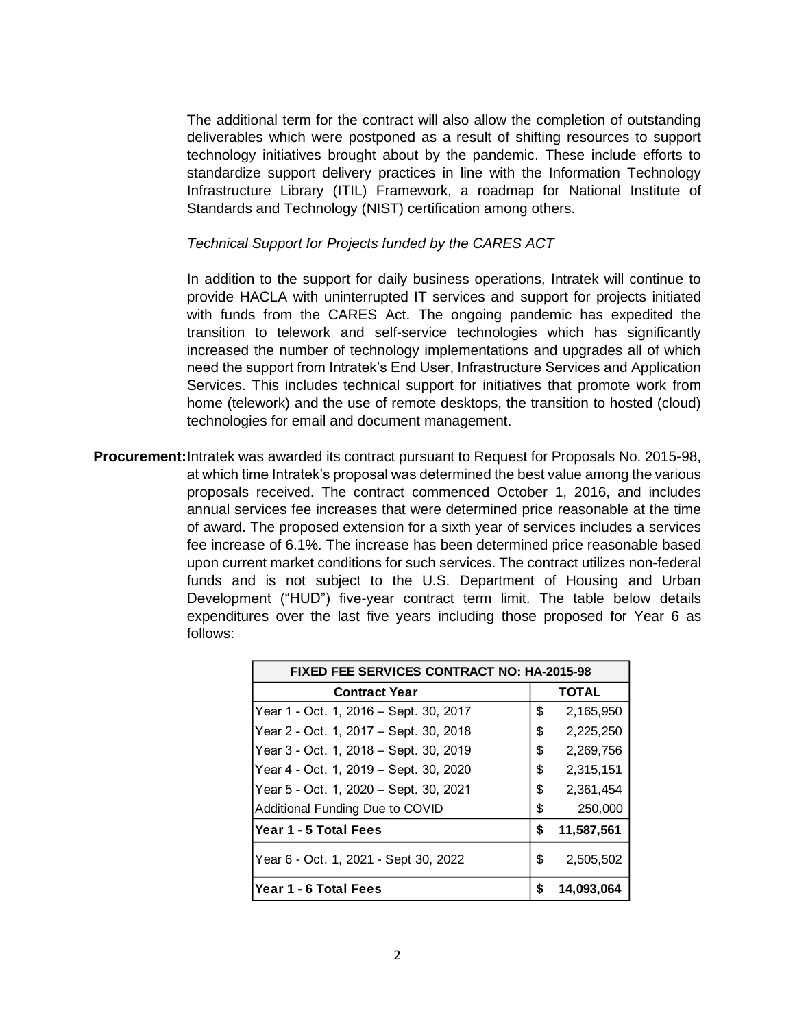The additional term for the contract will also allow the completion of outstanding deliverables which were postponed as a result of shifting resources to support technology initiatives brought about by the pandemic. These include efforts to standardize support delivery practices in line with the Information Technology Infrastructure Library (ITIL) Framework, a roadmap for National Institute of Standards and Technology (NIST) certification among others.

*Technical Support for Projects funded by the CARES ACT*

In addition to the support for daily business operations, Intratek will continue to provide HACLA with uninterrupted IT services and support for projects initiated with funds from the CARES Act. The ongoing pandemic has expedited the transition to telework and self-service technologies which has significantly increased the number of technology implementations and upgrades all of which need the support from Intratek's End User, Infrastructure Services and Application Services. This includes technical support for initiatives that promote work from home (telework) and the use of remote desktops, the transition to hosted (cloud) technologies for email and document management.

**Procurement:** Intratek was awarded its contract pursuant to Request for Proposals No. 2015-98, at which time Intratek's proposal was determined the best value among the various proposals received. The contract commenced October 1, 2016, and includes annual services fee increases that were determined price reasonable at the time of award. The proposed extension for a sixth year of services includes a services fee increase of 6.1%. The increase has been determined price reasonable based upon current market conditions for such services. The contract utilizes non-federal funds and is not subject to the U.S. Department of Housing and Urban Development ("HUD") five-year contract term limit. The table below details expenditures over the last five years including those proposed for Year 6 as follows:

| FIXED FEE SERVICES CONTRACT NO: HA-2015-98 | |
|---|---|
| **Contract Year** | **TOTAL** |
| Year 1 - Oct. 1, 2016 – Sept. 30, 2017 | $ 2,165,950 |
| Year 2 - Oct. 1, 2017 – Sept. 30, 2018 | $ 2,225,250 |
| Year 3 - Oct. 1, 2018 – Sept. 30, 2019 | $ 2,269,756 |
| Year 4 - Oct. 1, 2019 – Sept. 30, 2020 | $ 2,315,151 |
| Year 5 - Oct. 1, 2020 – Sept. 30, 2021 | $ 2,361,454 |
| Additional Funding Due to COVID | $ 250,000 |
| **Year 1 - 5 Total Fees** | **$ 11,587,561** |
| Year 6 - Oct. 1, 2021 - Sept 30, 2022 | $ 2,505,502 |
| **Year 1 - 6 Total Fees** | **$ 14,093,064** |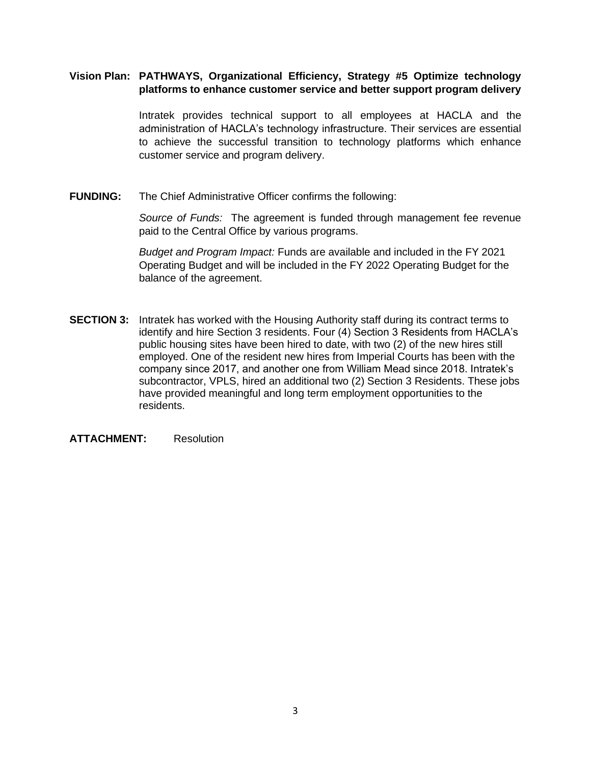**Vision Plan: PATHWAYS, Organizational Efficiency, Strategy #5 Optimize technology platforms to enhance customer service and better support program delivery**

Intratek provides technical support to all employees at HACLA and the administration of HACLA's technology infrastructure. Their services are essential to achieve the successful transition to technology platforms which enhance customer service and program delivery.

**FUNDING:** The Chief Administrative Officer confirms the following:

*Source of Funds:* The agreement is funded through management fee revenue paid to the Central Office by various programs.

*Budget and Program Impact:* Funds are available and included in the FY 2021 Operating Budget and will be included in the FY 2022 Operating Budget for the balance of the agreement.

**SECTION 3:** Intratek has worked with the Housing Authority staff during its contract terms to identify and hire Section 3 residents. Four (4) Section 3 Residents from HACLA's public housing sites have been hired to date, with two (2) of the new hires still employed. One of the resident new hires from Imperial Courts has been with the company since 2017, and another one from William Mead since 2018. Intratek's subcontractor, VPLS, hired an additional two (2) Section 3 Residents. These jobs have provided meaningful and long term employment opportunities to the residents.

**ATTACHMENT:** Resolution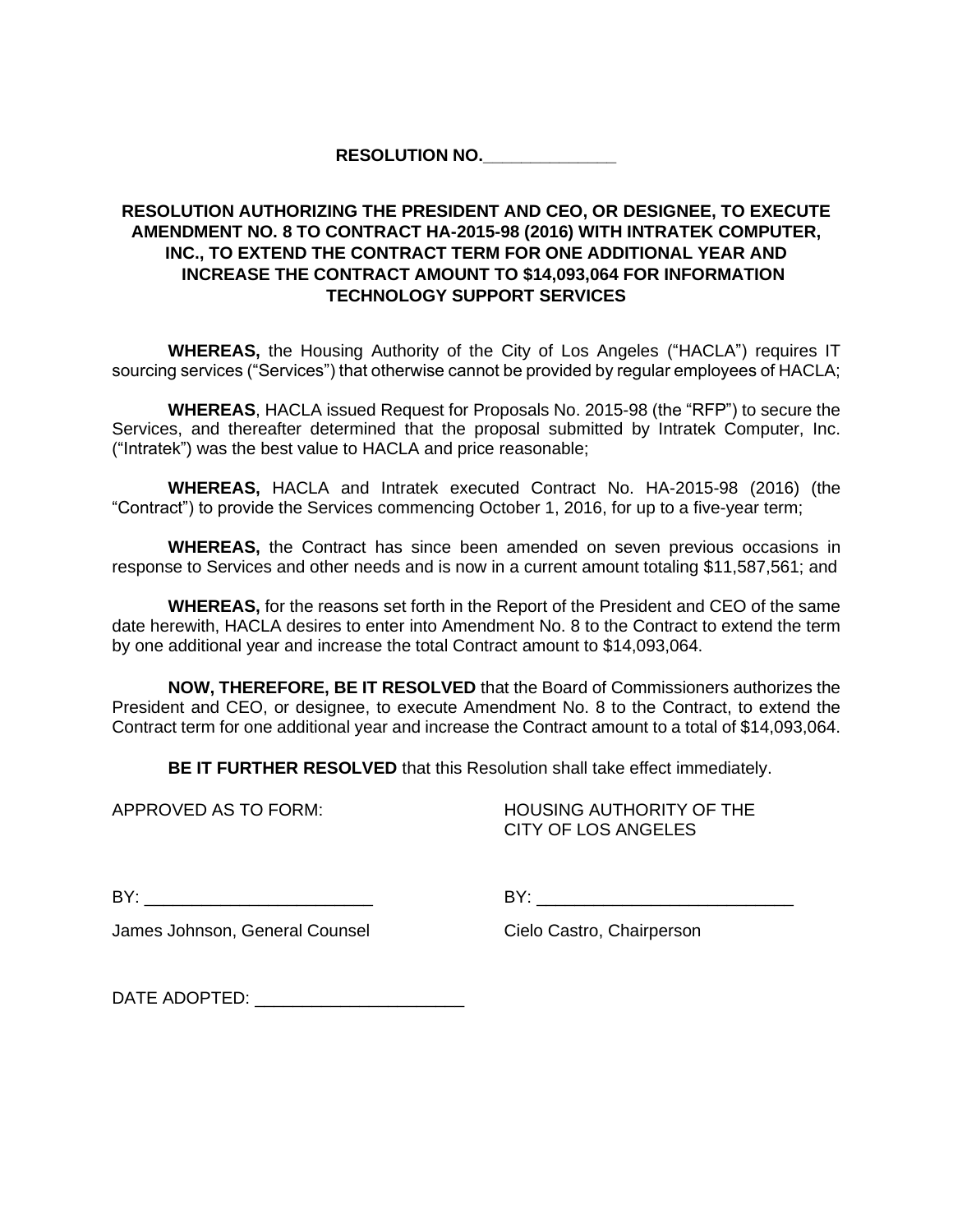**RESOLUTION NO.______________**

**RESOLUTION AUTHORIZING THE PRESIDENT AND CEO, OR DESIGNEE, TO EXECUTE AMENDMENT NO. 8 TO CONTRACT HA-2015-98 (2016) WITH INTRATEK COMPUTER, INC., TO EXTEND THE CONTRACT TERM FOR ONE ADDITIONAL YEAR AND INCREASE THE CONTRACT AMOUNT TO $14,093,064 FOR INFORMATION TECHNOLOGY SUPPORT SERVICES**

**WHEREAS,** the Housing Authority of the City of Los Angeles ("HACLA") requires IT sourcing services ("Services") that otherwise cannot be provided by regular employees of HACLA;

**WHEREAS**, HACLA issued Request for Proposals No. 2015-98 (the "RFP") to secure the Services, and thereafter determined that the proposal submitted by Intratek Computer, Inc. ("Intratek") was the best value to HACLA and price reasonable;

**WHEREAS,** HACLA and Intratek executed Contract No. HA-2015-98 (2016) (the "Contract") to provide the Services commencing October 1, 2016, for up to a five-year term;

**WHEREAS,** the Contract has since been amended on seven previous occasions in response to Services and other needs and is now in a current amount totaling $11,587,561; and

**WHEREAS,** for the reasons set forth in the Report of the President and CEO of the same date herewith, HACLA desires to enter into Amendment No. 8 to the Contract to extend the term by one additional year and increase the total Contract amount to $14,093,064.

**NOW, THEREFORE, BE IT RESOLVED** that the Board of Commissioners authorizes the President and CEO, or designee, to execute Amendment No. 8 to the Contract, to extend the Contract term for one additional year and increase the Contract amount to a total of $14,093,064.

**BE IT FURTHER RESOLVED** that this Resolution shall take effect immediately.

APPROVED AS TO FORM:

BY: ________________________

James Johnson, General Counsel

HOUSING AUTHORITY OF THE CITY OF LOS ANGELES

BY: ___________________________

Cielo Castro, Chairperson

DATE ADOPTED: ______________________